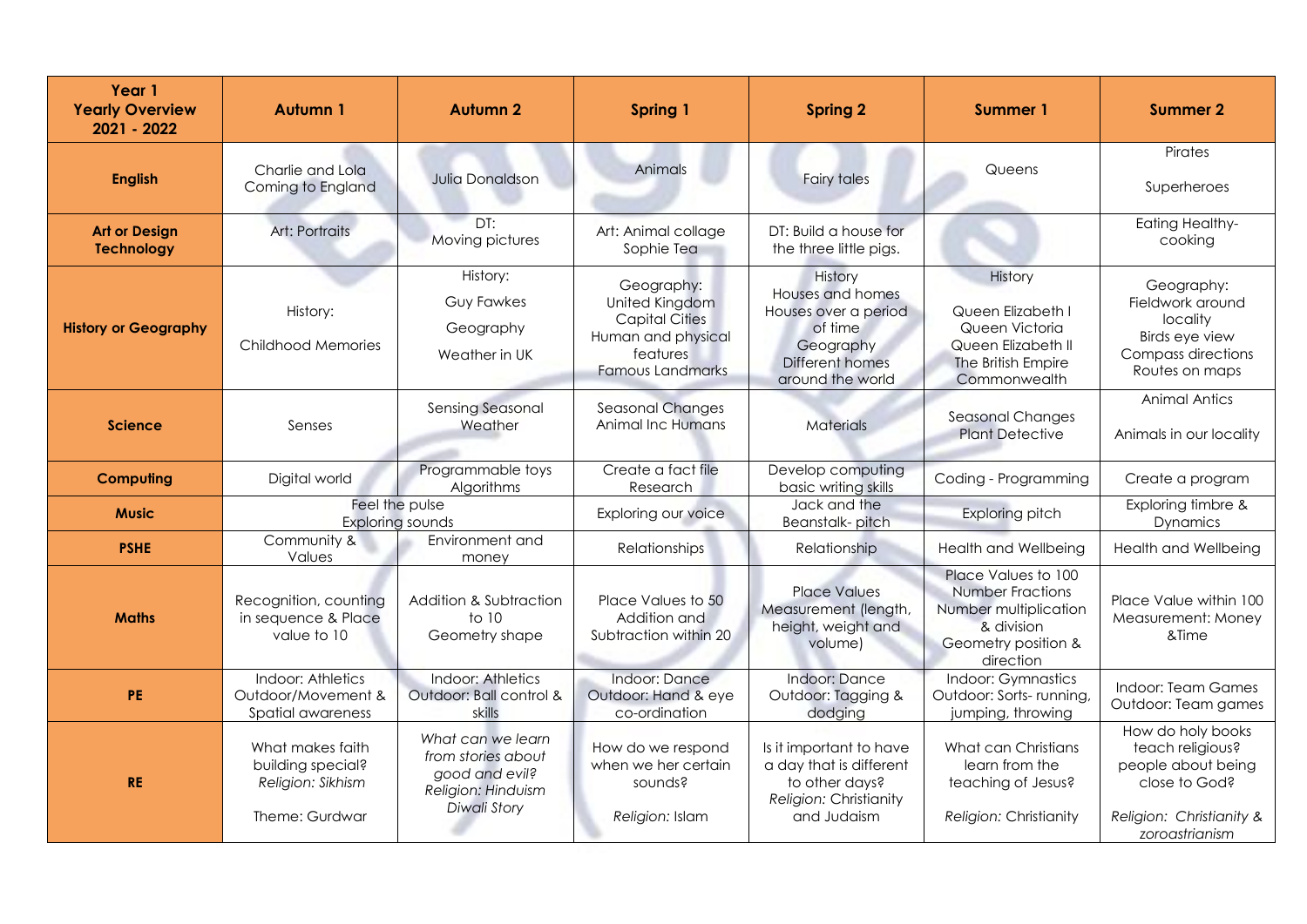| Year 1 Yearly Overview 2021 - 2022 | Autumn 1 | Autumn 2 | Spring 1 | Spring 2 | Summer 1 | Summer 2 |
|---|---|---|---|---|---|---|
| **English** | Charlie and Lola Coming to England | Julia Donaldson | Animals | Fairy tales | Queens | Pirates<br><br>Superheroes |
| **Art or Design Technology** | Art: Portraits | DT: Moving pictures | Art: Animal collage Sophie Tea | DT: Build a house for the three little pigs. | | Eating Healthy- cooking |
| **History or Geography** | History:<br><br>Childhood Memories | History:<br>Guy Fawkes<br>Geography<br>Weather in UK | Geography: United Kingdom Capital Cities Human and physical features Famous Landmarks | History Houses and homes Houses over a period of time Geography Different homes around the world | History<br><br>Queen Elizabeth I Queen Victoria Queen Elizabeth II The British Empire Commonwealth | Geography: Fieldwork around locality Birds eye view Compass directions Routes on maps |
| **Science** | Senses | Sensing Seasonal Weather | Seasonal Changes Animal Inc Humans | Materials | Seasonal Changes Plant Detective | Animal Antics<br><br>Animals in our locality |
| **Computing** | Digital world | Programmable toys Algorithms | Create a fact file Research | Develop computing basic writing skills | Coding - Programming | Create a program |
| **Music** | Feel the pulse Exploring sounds | | Exploring our voice | Jack and the Beanstalk- pitch | Exploring pitch | Exploring timbre & Dynamics |
| **PSHE** | Community & Values | Environment and money | Relationships | Relationship | Health and Wellbeing | Health and Wellbeing |
| **Maths** | Recognition, counting in sequence & Place value to 10 | Addition & Subtraction to 10 Geometry shape | Place Values to 50 Addition and Subtraction within 20 | Place Values Measurement (length, height, weight and volume) | Place Values to 100 Number Fractions Number multiplication & division Geometry position & direction | Place Value within 100 Measurement: Money &Time |
| **PE** | Indoor: Athletics Outdoor/Movement & Spatial awareness | Indoor: Athletics Outdoor: Ball control & skills | Indoor: Dance Outdoor: Hand & eye co-ordination | Indoor: Dance Outdoor: Tagging & dodging | Indoor: Gymnastics Outdoor: Sorts- running, jumping, throwing | Indoor: Team Games Outdoor: Team games |
| **RE** | What makes faith building special? *Religion: Sikhism*<br><br>Theme: Gurdwar | *What can we learn from stories about good and evil? Religion: Hinduism Diwali Story* | How do we respond when we her certain sounds?<br><br>*Religion:* Islam | Is it important to have a day that is different to other days? *Religion:* Christianity and Judaism | What can Christians learn from the teaching of Jesus?<br><br>*Religion:* Christianity | How do holy books teach religious? people about being close to God?<br><br>*Religion: Christianity & zoroastrianism* |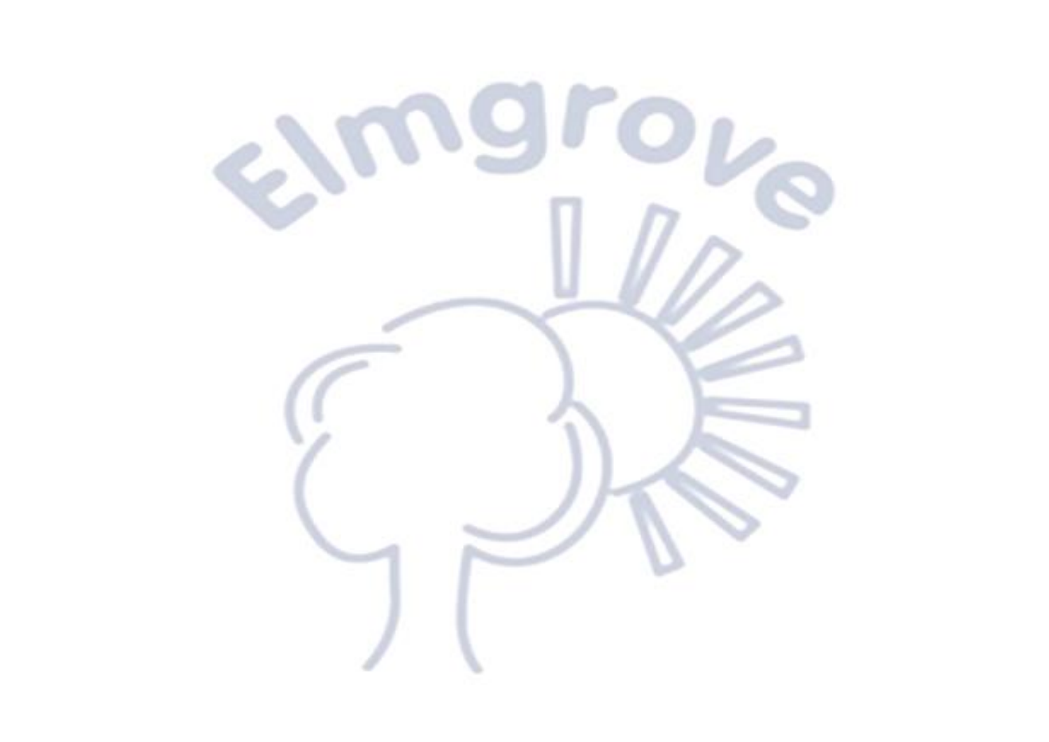Elmgrove